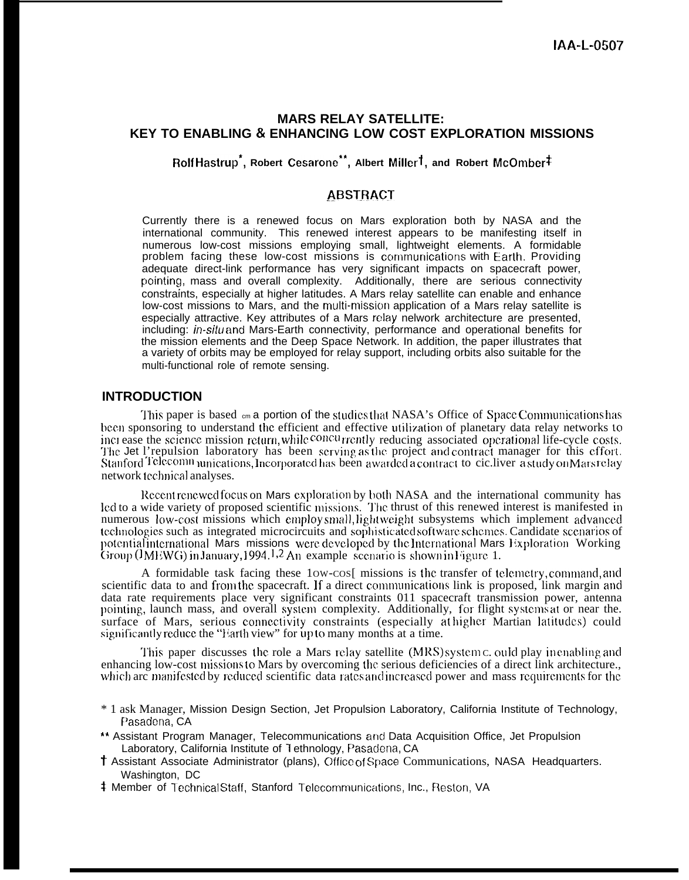IAA-L-0507

# MARS RELAY SATELLITE: KEY TO ENABLING & ENHANCING LOW COST EXPLORATION MISSIONS

**Rolf Hastrup\*, Robert Cesarone\*\*, Albert Miller†, and Robert McOmber‡**

## ABSTRACT

Currently there is a renewed focus on Mars exploration both by NASA and the international community. This renewed interest appears to be manifesting itself in numerous low-cost missions employing small, lightweight elements. A formidable problem facing these low-cost missions is communications with Earth. Providing adequate direct-link performance has very significant impacts on spacecraft power, pointing, mass and overall complexity. Additionally, there are serious connectivity constraints, especially at higher latitudes. A Mars relay satellite can enable and enhance low-cost missions to Mars, and the multi-mission application of a Mars relay satellite is especially attractive. Key attributes of a Mars relay nelwork architecture are presented, including: *in-situ* and Mars-Earth connectivity, performance and operational benefits for the mission elements and the Deep Space Network. In addition, the paper illustrates that a variety of orbits may be employed for relay support, including orbits also suitable for the multi-functional role of remote sensing.

## INTRODUCTION

This paper is based on a portion of the studies that NASA's Office of Space Communications has been sponsoring to understand the efficient and effective utilization of planetary data relay networks to increase the science mission return, while concurrently reducing associated operational life-cycle costs. The Jet Propulsion laboratory has been serving as the project and contract manager for this effort. Stanford Telecommunications, Incorporated has been awarded a contract to deliver a study on Mars relay network technical analyses.

Recent renewed focus on Mars exploration by both NASA and the international community has led to a wide variety of proposed scientific missions. The thrust of this renewed interest is manifested in numerous low-cost missions which employ small, lightweight subsystems which implement advanced technologies such as integrated microcircuits and sophisticated software schemes. Candidate scenarios of potential international Mars missions were developed by the International Mars Exploration Working Group (IMEWG) in January, 1994.[1,2] An example scenario is shown in Figure 1.

A formidable task facing these low-cost missions is the transfer of telemetry, command, and scientific data to and from the spacecraft. If a direct communications link is proposed, link margin and data rate requirements place very significant constraints on spacecraft transmission power, antenna pointing, launch mass, and overall system complexity. Additionally, for flight systems at or near the. surface of Mars, serious connectivity constraints (especially at higher Martian latitudes) could significantly reduce the "Earth view" for up to many months at a time.

This paper discusses the role a Mars relay satellite (MRS) system could play in enabling and enhancing low-cost missions to Mars by overcoming the serious deficiencies of a direct link architecture., which are manifested by reduced scientific data rates and increased power and mass requirements for the

\* Task Manager, Mission Design Section, Jet Propulsion Laboratory, California Institute of Technology, Pasadena, CA

\*\* Assistant Program Manager, Telecommunications and Data Acquisition Office, Jet Propulsion Laboratory, California Institute of Technology, Pasadena, CA

† Assistant Associate Administrator (plans), Office of Space Communications, NASA Headquarters. Washington, DC

‡ Member of Technical Staff, Stanford Telecommunications, Inc., Reston, VA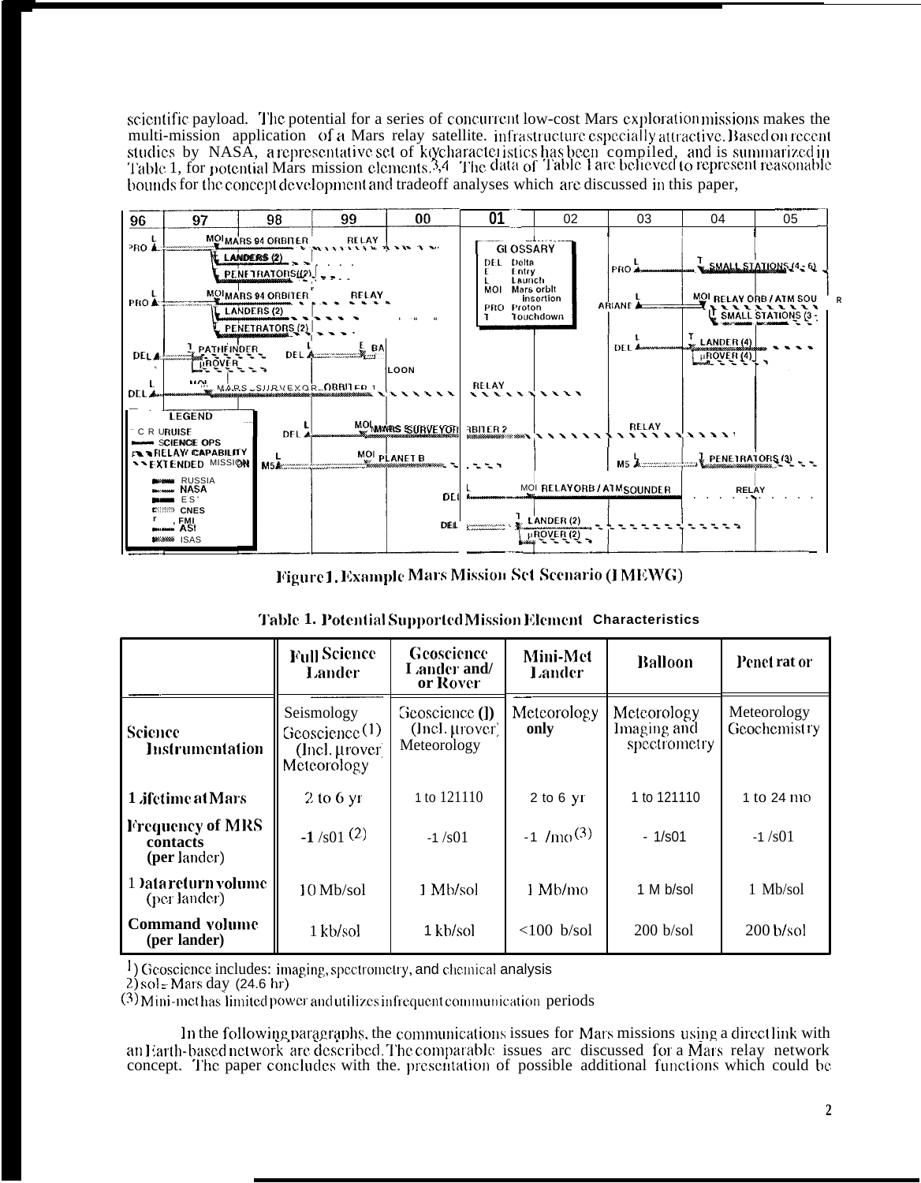scientific payload. The potential for a series of concurrent low-cost Mars exploration missions makes the multi-mission application of a Mars relay satellite infrastructure especially attractive. Based on recent studies by NASA, a representative set of key characteristics has been compiled, and is summarized in Table 1, for potential Mars mission elements.[3,4] The data of Table 1 are believed to represent reasonable bounds for the concept development and tradeoff analyses which are discussed in this paper,

Figure 1. Example Mars Mission Set Scenario (IMEWG)

Table 1. Potential Supported Mission Element Characteristics

| | Full Science Lander | Geoscience Lander and/ or Rover | Mini-Met Lander | Balloon | Penetrator |
|---|---|---|---|---|---|
| Science Instrumentation | Seismology Geoscience (1) (Incl. µrover) Meteorology | Geoscience (1) (Incl. µrover) Meteorology | Meteorology only | Meteorology Imaging and spectrometry | Meteorology Geochemistry |
| Lifetime at Mars | 2 to 6 yr | 1 to 121110 | 2 to 6 yr | 1 to 121110 | 1 to 24 mo |
| Frequency of MRS contacts (per lander) | -1 /s01 (2) | -1 /s01 | -1 /mo (3) | - 1/s01 | -1 /s01 |
| Data return volume (per lander) | 10 Mb/sol | 1 Mb/sol | 1 Mb/mo | 1 M b/sol | 1 Mb/sol |
| Command volume (per lander) | 1 kb/sol | 1 kb/sol | <100 b/sol | 200 b/sol | 200 b/sol |

1) Geoscience includes: imaging, spectrometry, and chemical analysis
2) sol = Mars day (24.6 hr)
(3) Mini-met has limited power and utilizes infrequent communication periods

In the following paragraphs, the communications issues for Mars missions using a direct link with an Earth-based network are described. The comparable issues are discussed for a Mars relay network concept. The paper concludes with the presentation of possible additional functions which could be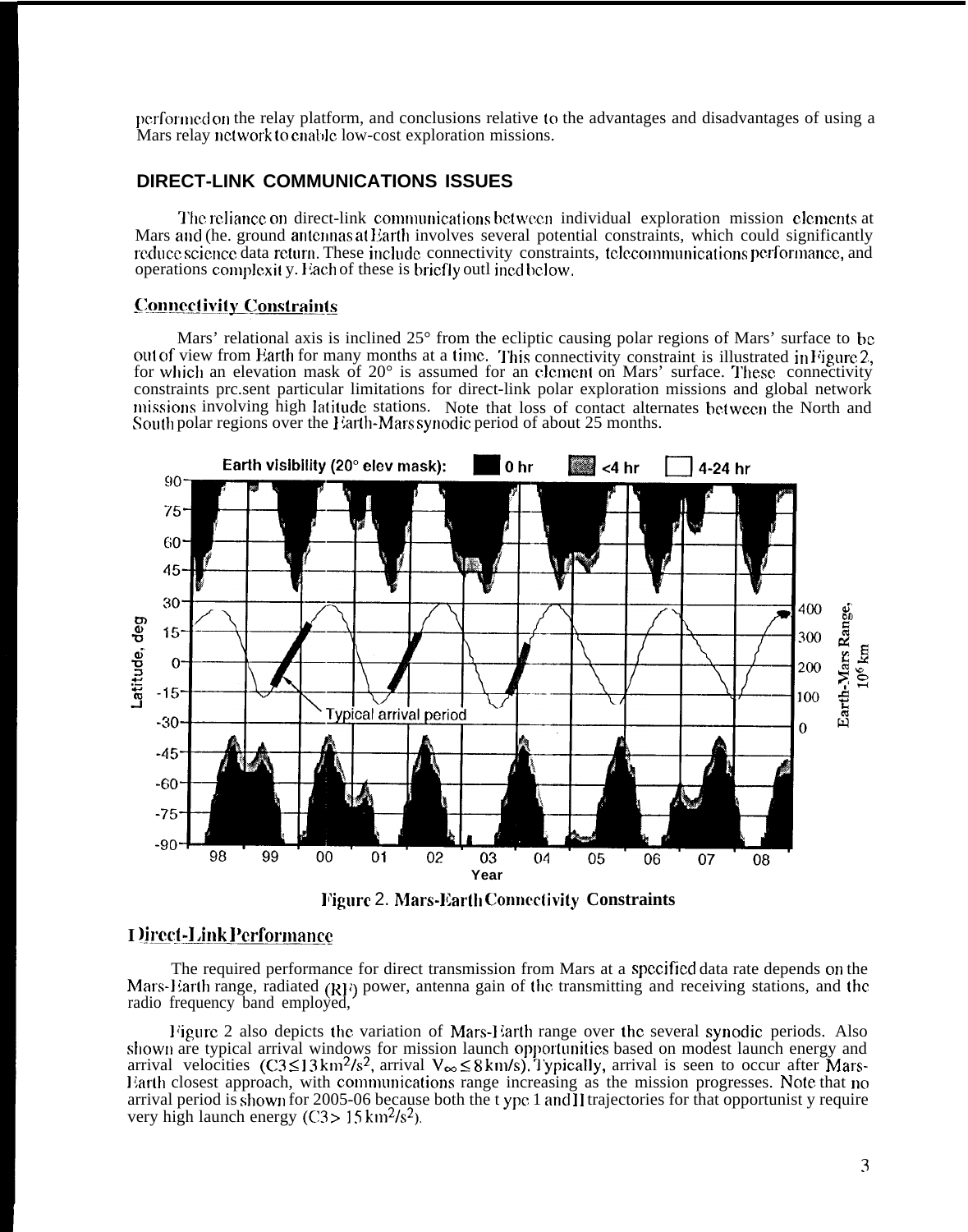performed on the relay platform, and conclusions relative to the advantages and disadvantages of using a Mars relay network to enable low-cost exploration missions.

## DIRECT-LINK COMMUNICATIONS ISSUES

The reliance on direct-link communications between individual exploration mission elements at Mars and (he. ground antennas at Earth involves several potential constraints, which could significantly reduce science data return. These include connectivity constraints, telecommunications performance, and operations complexit y. Each of these is briefly outl ined below.

### Connectivity Constraints

Mars' relational axis is inclined 25° from the ecliptic causing polar regions of Mars' surface to be out of view from Earth for many months at a time. This connectivity constraint is illustrated in Figure 2, for which an elevation mask of 20° is assumed for an element on Mars' surface. These connectivity constraints prc.sent particular limitations for direct-link polar exploration missions and global network missions involving high latitude stations. Note that loss of contact alternates between the North and South polar regions over the Earth-Mars synodic period of about 25 months.

Figure 2. Mars-Earth Connectivity Constraints

### Direct-Link Performance

The required performance for direct transmission from Mars at a specified data rate depends on the Mars-Earth range, radiated (RF) power, antenna gain of the transmitting and receiving stations, and the radio frequency band employed,

Figure 2 also depicts the variation of Mars-Earth range over the several synodic periods. Also shown are typical arrival windows for mission launch opportunities based on modest launch energy and arrival velocities ($C3 \leq 13\ km^2/s^2$, arrival $V_\infty \leq 8\ km/s$). Typically, arrival is seen to occur after Mars-Earth closest approach, with communications range increasing as the mission progresses. Note that no arrival period is shown for 2005-06 because both the t ype 1 and II trajectories for that opportunist y require very high launch energy ($C3 > 15\ km^2/s^2$).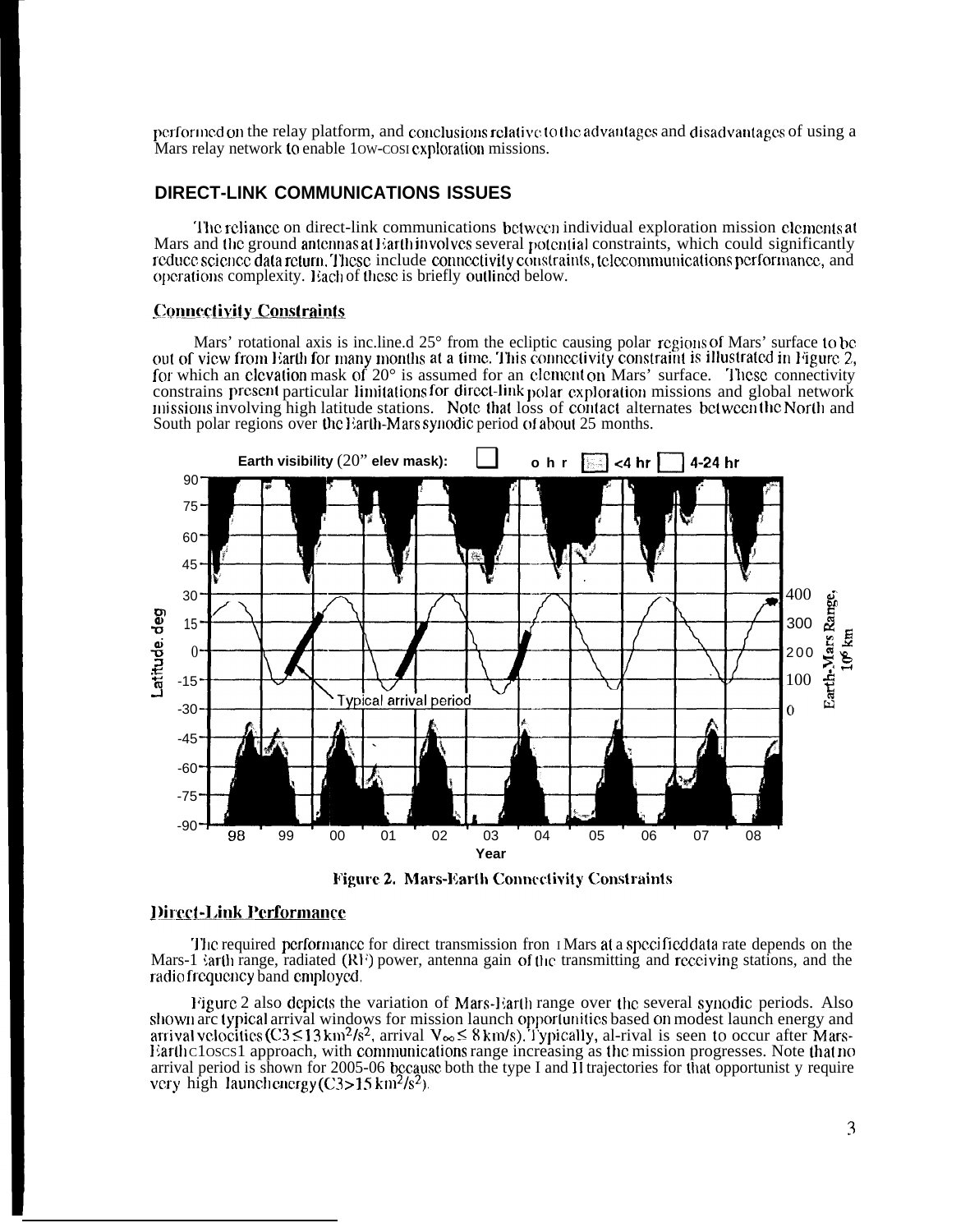performed on the relay platform, and conclusions relative to the advantages and disadvantages of using a Mars relay network to enable low-cost exploration missions.

## DIRECT-LINK COMMUNICATIONS ISSUES

The reliance on direct-link communications between individual exploration mission elements at Mars and the ground antennas at Earth involves several potential constraints, which could significantly reduce science data return. These include connectivity constraints, telecommunications performance, and operations complexity. Each of these is briefly outlined below.

### Connectivity Constraints

Mars' rotational axis is inclined 25° from the ecliptic causing polar regions of Mars' surface to be out of view from Earth for many months at a time. This connectivity constraint is illustrated in Figure 2, for which an elevation mask of 20° is assumed for an element on Mars' surface. These connectivity constrains present particular limitations for direct-link polar exploration missions and global network missions involving high latitude stations. Note that loss of contact alternates between the North and South polar regions over the Earth-Mars synodic period of about 25 months.

**Figure 2. Mars-Earth Connectivity Constraints**

### Direct-Link Performance

The required performance for direct transmission from Mars at a specified data rate depends on the Mars-Earth range, radiated (RF) power, antenna gain of the transmitting and receiving stations, and the radio frequency band employed.

Figure 2 also depicts the variation of Mars-Earth range over the several synodic periods. Also shown are typical arrival windows for mission launch opportunities based on modest launch energy and arrival velocities ($C3 \leq 13\ km^2/s^2$, arrival $V_\infty \leq 8$ km/s). Typically, arrival is seen to occur after Mars-Earth closest approach, with communications range increasing as the mission progresses. Note that no arrival period is shown for 2005-06 because both the type I and II trajectories for that opportunity require very high launch energy ($C3 > 15\ km^2/s^2$).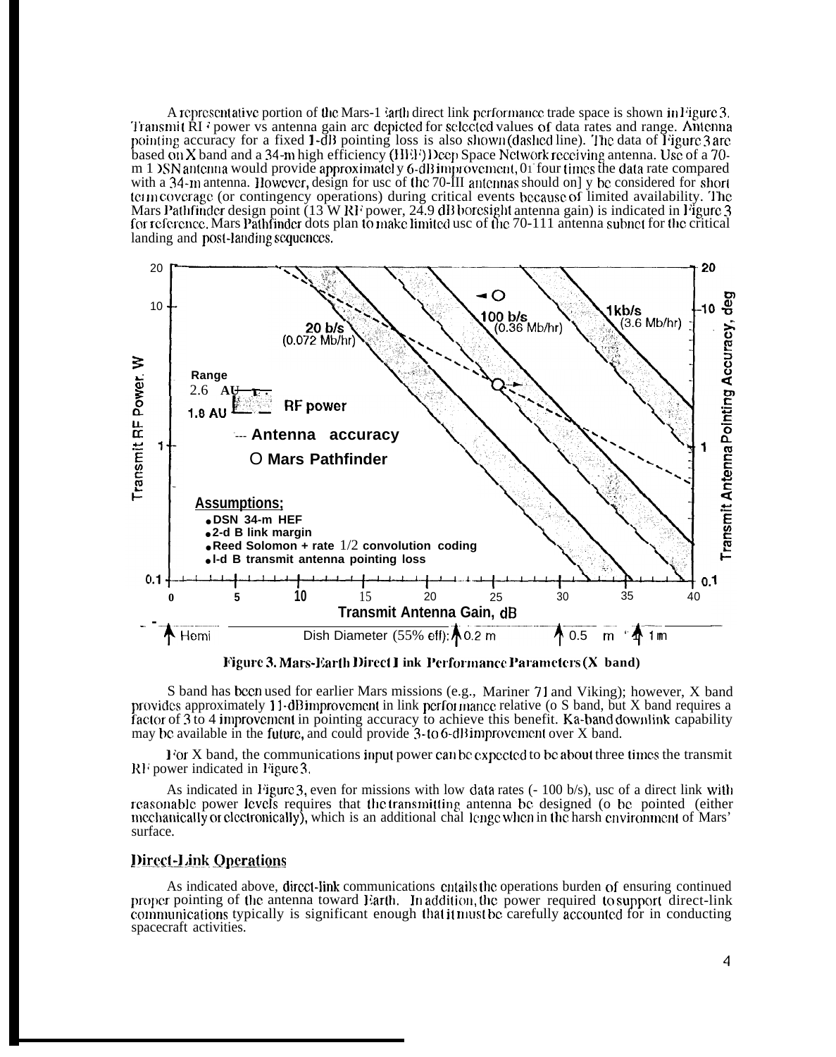A representative portion of the Mars-Earth direct link performance trade space is shown in Figure 3. Transmit RF power vs antenna gain are depicted for selected values of data rates and range. Antenna pointing accuracy for a fixed 1-dB pointing loss is also shown (dashed line). The data of Figure 3 are based on X band and a 34-m high efficiency (HEF) Deep Space Network receiving antenna. Use of a 70-m DSN antenna would provide approximately 6-dB improvement, or four times the data rate compared with a 34-m antenna. However, design for use of the 70-m antennas should only be considered for short term coverage (or contingency operations) during critical events because of limited availability. The Mars Pathfinder design point (13 W RF power, 24.9 dB boresight antenna gain) is indicated in Figure 3 for reference. Mars Pathfinder does plan to make limited use of the 70-m antenna subnet for the critical landing and post-landing sequences.

Figure 3. Mars-Earth Direct Link Performance Parameters (X band)

S band has been used for earlier Mars missions (e.g., Mariner 71 and Viking); however, X band provides approximately 11-dB improvement in link performance relative to S band, but X band requires a factor of 3 to 4 improvement in pointing accuracy to achieve this benefit. Ka-band downlink capability may be available in the future, and could provide 3- to 6-dB improvement over X band.

For X band, the communications input power can be expected to be about three times the transmit RF power indicated in Figure 3.

As indicated in Figure 3, even for missions with low data rates (~ 100 b/s), use of a direct link with reasonable power levels requires that the transmitting antenna be designed to be pointed (either mechanically or electronically), which is an additional challenge when in the harsh environment of Mars' surface.

## Direct-Link Operations

As indicated above, direct-link communications entails the operations burden of ensuring continued proper pointing of the antenna toward Earth. In addition, the power required to support direct-link communications typically is significant enough that it must be carefully accounted for in conducting spacecraft activities.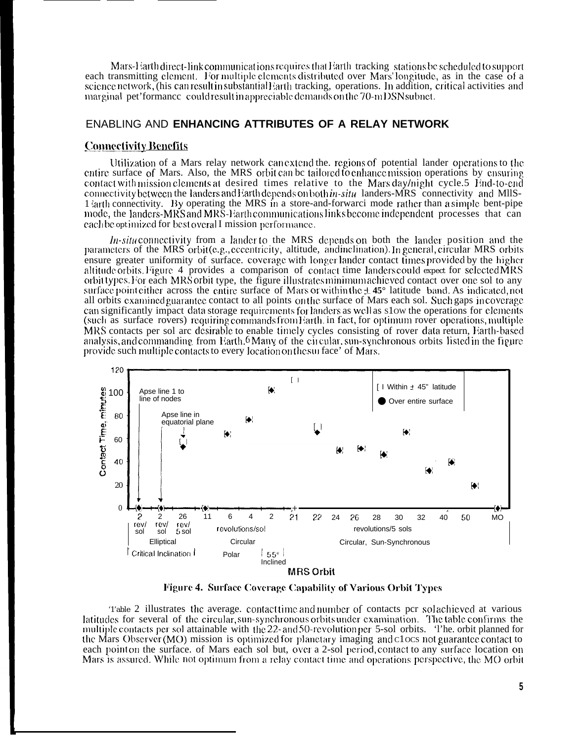Mars-Earth direct-link communications requires that Earth tracking stations be scheduled to support each transmitting element. For multiple elements distributed over Mars' longitude, as in the case of a science network, this can result in substantial Earth tracking, operations. In addition, critical activities and marginal performance could result in appreciable demands on the 70-m DSN subnet.

## ENABLING AND ENHANCING ATTRIBUTES OF A RELAY NETWORK

### Connectivity Benefits

Utilization of a Mars relay network can extend the regions of potential lander operations to the entire surface of Mars. Also, the MRS orbit can be tailored to enhance mission operations by ensuring contact with mission elements at desired times relative to the Mars day/night cycle.[5] End-to-end connectivity between the landers and Earth depends on both *in-situ* landers-MRS connectivity and MRS-Earth connectivity. By operating the MRS in a store-and-forward mode rather than a simple bent-pipe mode, the landers-MRS and MRS-Earth communications links become independent processes that can each be optimized for best overall mission performance.

*In-situ* connectivity from a lander to the MRS depends on both the lander position and the parameters of the MRS orbit (e.g., eccentricity, altitude, and inclination). In general, circular MRS orbits ensure greater uniformity of surface coverage with longer lander contact times provided by the higher altitude orbits. Figure 4 provides a comparison of contact time landers could expect for selected MRS orbit types. For each MRS orbit type, the figure illustrates minimum achieved contact over one sol to any surface point either across the entire surface of Mars or within the ± 45° latitude band. As indicated, not all orbits examined guarantee contact to all points on the surface of Mars each sol. Such gaps in coverage can significantly impact data storage requirements for landers as well as slow the operations for elements (such as surface rovers) requiring commands from Earth. in fact, for optimum rover operations, multiple MRS contacts per sol are desirable to enable timely cycles consisting of rover data return, Earth-based analysis, and commanding from Earth.[6] Many of the circular, sun-synchronous orbits listed in the figure provide such multiple contacts to every location on the surface of Mars.

Figure 4. Surface Coverage Capability of Various Orbit Types

Table 2 illustrates the average contact time and number of contacts per sol achieved at various latitudes for several of the circular, sun-synchronous orbits under examination. The table confirms the multiple contacts per sol attainable with the 22- and 50-revolution per 5-sol orbits. The orbit planned for the Mars Observer (MO) mission is optimized for planetary imaging and does not guarantee contact to each point on the surface of Mars each sol but, over a 2-sol period, contact to any surface location on Mars is assured. While not optimum from a relay contact time and operations perspective, the MO orbit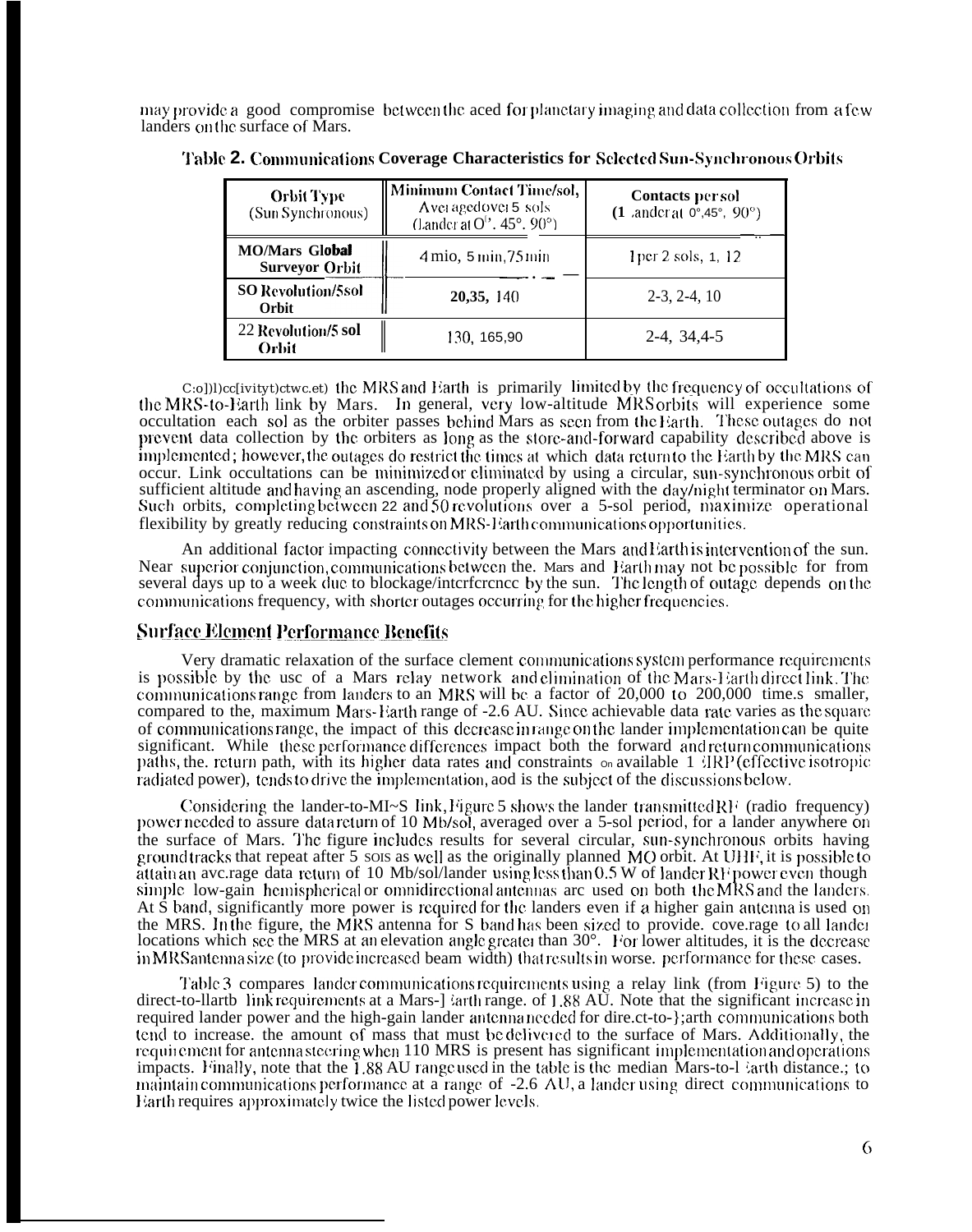may provide a good compromise between the need for planetary imaging and data collection from a few landers on the surface of Mars.

**Table 2. Communications Coverage Characteristics for Selected Sun-Synchronous Orbits**

| Orbit Type (Sun Synchronous) | Minimum Contact Time/sol, Averaged over 5 sols (Lander at 0°, 45°, 90°) | Contacts per sol (Lander at 0°,45°, 90°) |
|---|---|---|
| MO/Mars Global Surveyor Orbit | 4 min, 5 min, 75 min | 1 per 2 sols, 1, 12 |
| 50 Revolution/5 sol Orbit | 20, 35, 140 | 2-3, 2-4, 10 |
| 22 Revolution/5 sol Orbit | 130, 165, 90 | 2-4, 3-4, 4-5 |

Connectivity between the MRS and Earth is primarily limited by the frequency of occultations of the MRS-to-Earth link by Mars. In general, very low-altitude MRS orbits will experience some occultation each sol as the orbiter passes behind Mars as seen from the Earth. These outages do not prevent data collection by the orbiters as long as the store-and-forward capability described above is implemented; however, the outages do restrict the times at which data return to the Earth by the MRS can occur. Link occultations can be minimized or eliminated by using a circular, sun-synchronous orbit of sufficient altitude and having an ascending, node properly aligned with the day/night terminator on Mars. Such orbits, completing between 22 and 50 revolutions over a 5-sol period, maximize operational flexibility by greatly reducing constraints on MRS-Earth communications opportunities.

An additional factor impacting connectivity between the Mars and Earth is intervention of the sun. Near superior conjunction, communications between the Mars and Earth may not be possible for from several days up to a week due to blockage/interference by the sun. The length of outage depends on the communications frequency, with shorter outages occurring for the higher frequencies.

## Surface Element Performance Benefits

Very dramatic relaxation of the surface element communications system performance requirements is possible by the use of a Mars relay network and elimination of the Mars-Earth direct link. The communications range from landers to an MRS will be a factor of 20,000 to 200,000 times smaller, compared to the, maximum Mars-Earth range of ~2.6 AU. Since achievable data rate varies as the square of communications range, the impact of this decrease in range on the lander implementation can be quite significant. While these performance differences impact both the forward and return communications paths, the return path, with its higher data rates and constraints on available EIRP (effective isotropic radiated power), tends to drive the implementation, and is the subject of the discussions below.

Considering the lander-to-MRS link, Figure 5 shows the lander transmitted RF (radio frequency) power needed to assure data return of 10 Mb/sol, averaged over a 5-sol period, for a lander anywhere on the surface of Mars. The figure includes results for several circular, sun-synchronous orbits having ground tracks that repeat after 5 sols as well as the originally planned MO orbit. At UHF, it is possible to attain an average data return of 10 Mb/sol/lander using less than 0.5 W of lander RF power even though simple low-gain hemispherical or omnidirectional antennas are used on both the MRS and the landers. At S band, significantly more power is required for the landers even if a higher gain antenna is used on the MRS. In the figure, the MRS antenna for S band has been sized to provide coverage to all lander locations which see the MRS at an elevation angle greater than 30°. For lower altitudes, it is the decrease in MRS antenna size (to provide increased beam width) that results in worse performance for these cases.

Table 3 compares lander communications requirements using a relay link (from Figure 5) to the direct-to-Earth link requirements at a Mars-Earth range of 1.88 AU. Note that the significant increase in required lander power and the high-gain lander antenna needed for direct-to-Earth communications both tend to increase the amount of mass that must be delivered to the surface of Mars. Additionally, the requirement for antenna steering when no MRS is present has significant implementation and operations impacts. Finally, note that the 1.88 AU range used in the table is the median Mars-to-Earth distance; to maintain communications performance at a range of ~2.6 AU, a lander using direct communications to Earth requires approximately twice the listed power levels.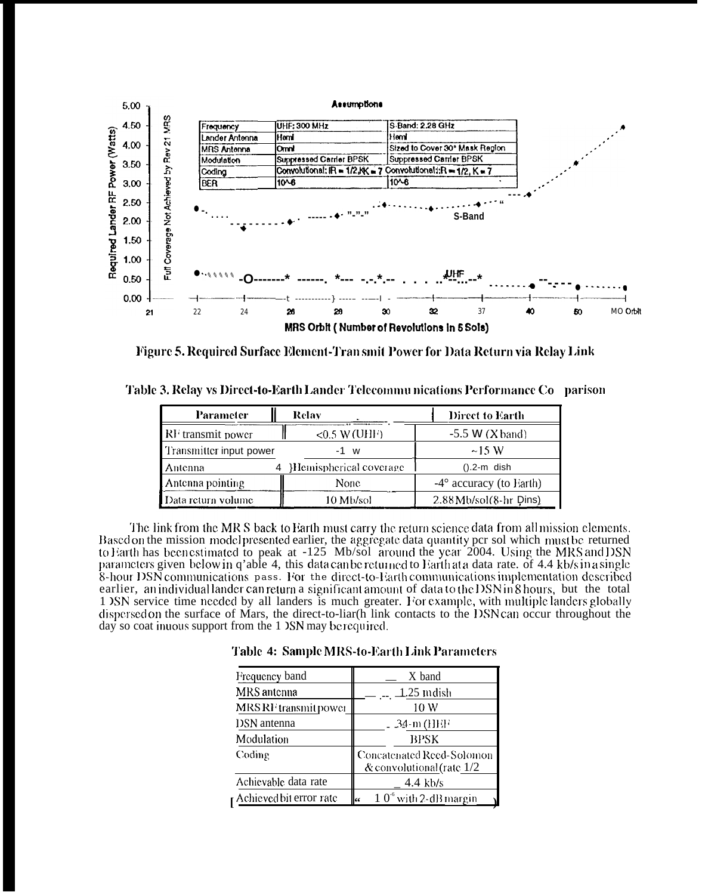Figure 5. Required Surface Element-Transmit Power for Data Return via Relay Link

Table 3. Relay vs Direct-to-Earth Lander Telecommunications Performance Comparison

| Parameter | Relay | Direct to Earth |
|---|---|---|
| RF transmit power | <0.5 W (UHF) | -5.5 W (X band) |
| Transmitter input power | -1 W | ~15 W |
| Antenna | Hemispherical coverage | 0.2-m dish |
| Antenna pointing | None | -4° accuracy (to Earth) |
| Data return volume | 10 Mb/sol | 2.88 Mb/sol (8-hr Dins) |

The link from the MRS back to Earth must carry the return science data from all mission elements. Based on the mission model presented earlier, the aggregate data quantity per sol which must be returned to Earth has been estimated to peak at -125 Mb/sol around the year 2004. Using the MRS and DSN parameters given below in Table 4, this data can be returned to Earth at a data rate of 4.4 kb/s in a single 8-hour DSN communications pass. For the direct-to-Earth communications implementation described earlier, an individual lander can return a significant amount of data to the DSN in 8 hours, but the total DSN service time needed by all landers is much greater. For example, with multiple landers globally dispersed on the surface of Mars, the direct-to-Earth link contacts to the DSN can occur throughout the day so continuous support from the DSN may be required.

Table 4: Sample MRS-to-Earth Link Parameters

| | |
|---|---|
| Frequency band | X band |
| MRS antenna | 1.25 m dish |
| MRS RF transmit power | 10 W |
| DSN antenna | 34-m (HEF) |
| Modulation | BPSK |
| Coding | Concatenated Reed-Solomon & convolutional (rate 1/2 |
| Achievable data rate | 4.4 kb/s |
| Achieved bit error rate | $10^{-6}$ with 2-dB margin |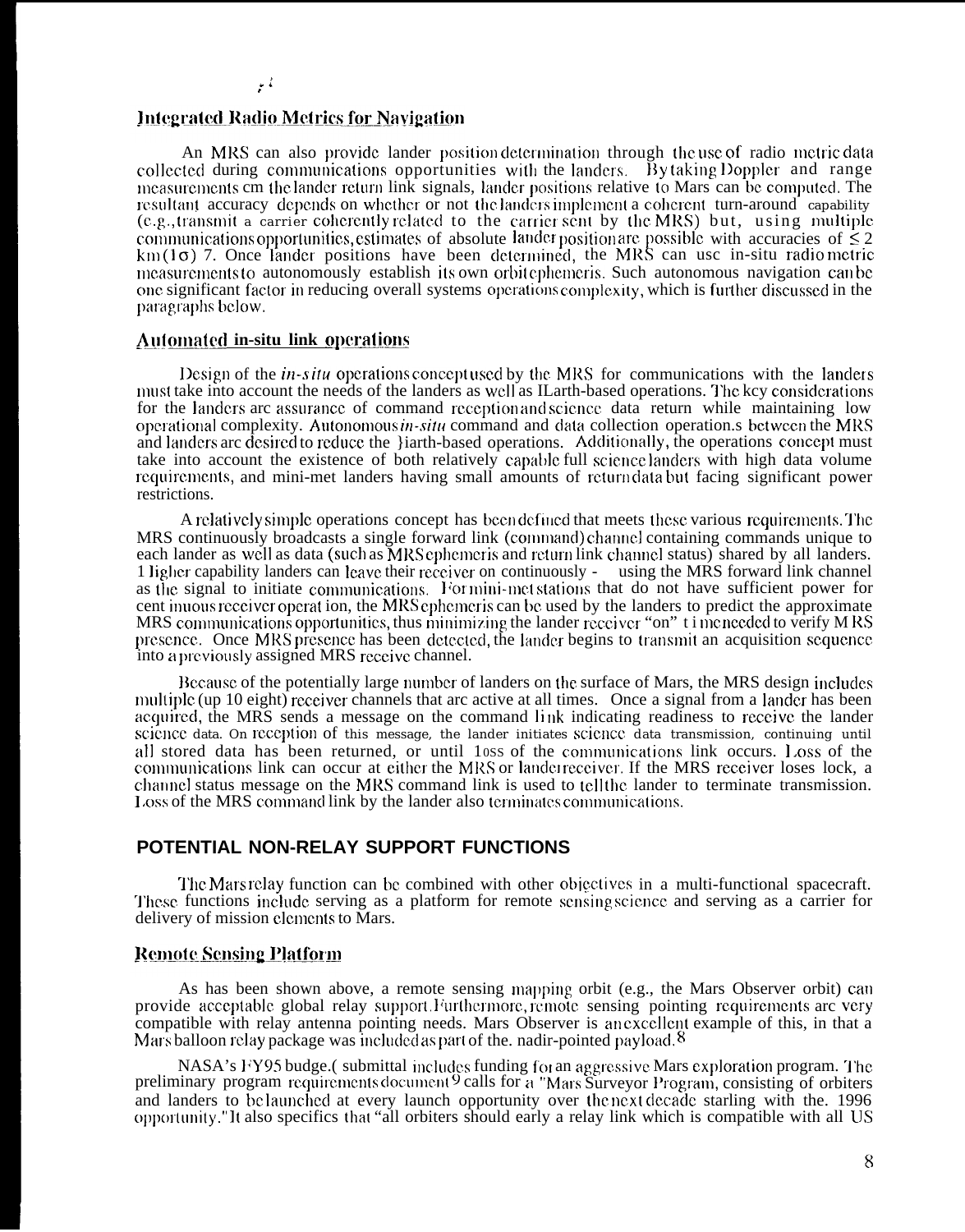### Integrated Radio Metrics for Navigation

An MRS can also provide lander position determination through the use of radio metric data collected during communications opportunities with the landers. By taking Doppler and range measurements cm the lander return link signals, lander positions relative to Mars can be computed. The resultant accuracy depends on whether or not the landers implement a coherent turn-around capability (e.g., transmit a carrier coherently related to the carrier sent by the MRS) but, using multiple communications opportunities, estimates of absolute lander position are possible with accuracies of $\leq 2$ km ($1\sigma$) 7. Once lander positions have been determined, the MRS can use in-situ radio metric measurements to autonomously establish its own orbit ephemeris. Such autonomous navigation can be one significant factor in reducing overall systems operations complexity, which is further discussed in the paragraphs below.

### Automated in-situ link operations

Design of the *in-situ* operations concept used by the MRS for communications with the landers must take into account the needs of the landers as well as Earth-based operations. The key considerations for the landers are assurance of command reception and science data return while maintaining low operational complexity. Autonomous *in-situ* command and data collection operation.s between the MRS and landers are desired to reduce the Earth-based operations. Additionally, the operations concept must take into account the existence of both relatively capable full science landers with high data volume requirements, and mini-met landers having small amounts of return data but facing significant power restrictions.

A relatively simple operations concept has been defined that meets these various requirements. The MRS continuously broadcasts a single forward link (command) channel containing commands unique to each lander as well as data (such as MRS ephemeris and return link channel status) shared by all landers. Higher capability landers can leave their receiver on continuously - using the MRS forward link channel as the signal to initiate communications. For mini-met stations that do not have sufficient power for continuous receiver operation, the MRS ephemeris can be used by the landers to predict the approximate MRS communications opportunities, thus minimizing the lander receiver "on" time needed to verify MRS presence. Once MRS presence has been detected, the lander begins to transmit an acquisition sequence into a previously assigned MRS receive channel.

Because of the potentially large number of landers on the surface of Mars, the MRS design includes multiple (up 10 eight) receiver channels that are active at all times. Once a signal from a lander has been acquired, the MRS sends a message on the command link indicating readiness to receive the lander science data. On reception of this message, the lander initiates science data transmission, continuing until all stored data has been returned, or until loss of the communications link occurs. Loss of the communications link can occur at either the MRS or lander receiver. If the MRS receiver loses lock, a channel status message on the MRS command link is used to tell the lander to terminate transmission. Loss of the MRS command link by the lander also terminates communications.

## POTENTIAL NON-RELAY SUPPORT FUNCTIONS

The Mars relay function can be combined with other objectives in a multi-functional spacecraft. These functions include serving as a platform for remote sensing science and serving as a carrier for delivery of mission elements to Mars.

### Remote Sensing Platform

As has been shown above, a remote sensing mapping orbit (e.g., the Mars Observer orbit) can provide acceptable global relay support. Furthermore, remote sensing pointing requirements are very compatible with relay antenna pointing needs. Mars Observer is an excellent example of this, in that a Mars balloon relay package was included as part of the. nadir-pointed payload.[8]

NASA's FY95 budge.( submittal includes funding for an aggressive Mars exploration program. The preliminary program requirements document[9] calls for a "Mars Surveyor Program, consisting of orbiters and landers to be launched at every launch opportunity over the next decade starling with the. 1996 opportunity." It also specifics that "all orbiters should early a relay link which is compatible with all US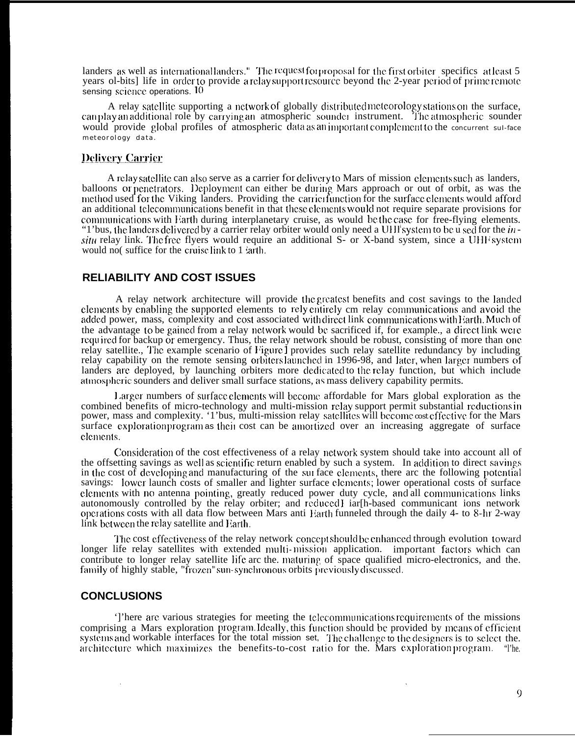landers as well as international landers." The request for proposal for the first orbiter specifics at least 5 years ol-bits] life in order to provide a relay support resource beyond the 2-year period of prime remote sensing science operations. 10

A relay satellite supporting a network of globally distributed meteorology stations on the surface, can play an additional role by carrying an atmospheric sounder instrument. The atmospheric sounder would provide global profiles of atmospheric data as an important complement to the concurrent sul-face meteorology data.

### Delivery Carrier

A relay satellite can also serve as a carrier for delivery to Mars of mission elements such as landers, balloons or penetrators. Deployment can either be during Mars approach or out of orbit, as was the method used for the Viking landers. Providing the carrier function for the surface elements would afford an additional telecommunications benefit in that these elements would not require separate provisions for communications with Earth during interplanetary cruise, as would be the case for free-flying elements. "1'bus, the landers delivered by a carrier relay orbiter would only need a UHF system to be u sed for the *in-situ* relay link. The free flyers would require an additional S- or X-band system, since a UHF system would no( suffice for the cruise link to 1 Earth.

## RELIABILITY AND COST ISSUES

A relay network architecture will provide the greatest benefits and cost savings to the landed elements by enabling the supported elements to rely entirely cm relay communications and avoid the added power, mass, complexity and cost associated with direct link communications with Earth. Much of the advantage to be gained from a relay network would be sacrificed if, for example., a direct link were requ ired for backup or emergency. Thus, the relay network should be robust, consisting of more than one relay satellite., The example scenario of Figure 1 provides such relay satellite redundancy by including relay capability on the remote sensing orbiters launched in 1996-98, and later, when larger numbers of landers are deployed, by launching orbiters more dedicated to the relay function, but which include atmospheric sounders and deliver small surface stations, as mass delivery capability permits.

Larger numbers of surface elements will become affordable for Mars global exploration as the combined benefits of micro-technology and multi-mission relay support permit substantial reductions in power, mass and complexity. '1'bus, multi-mission relay satellites will become cost effective for the Mars surface exploration program as their cost can be amortized over an increasing aggregate of surface elements.

Consideration of the cost effectiveness of a relay network system should take into account all of the offsetting savings as well as scientific return enabled by such a system. In addition to direct savings in the cost of developing and manufacturing of the sur face elements, there arc the following potential savings: lower launch costs of smaller and lighter surface elements; lower operational costs of surface elements with no antenna pointing, greatly reduced power duty cycle, and all communications links autonomously controlled by the relay orbiter; and reduced] iar[h-based communicant ions network operations costs with all data flow between Mars anti Earth funneled through the daily 4- to 8-hr 2-way link between the relay satellite and Earth.

The cost effectiveness of the relay network concept should be enhanced through evolution toward longer life relay satellites with extended multi-mission application. important factors which can contribute to longer relay satellite life arc the. maturing of space qualified micro-electronics, and the. family of highly stable, "frozen" sun-synchronous orbits previously discussed.

## CONCLUSIONS

'l'here are various strategies for meeting the telecommunications requirements of the missions comprising a Mars exploration program. Ideally, this function should be provided by means of efficient systems and workable interfaces for the total mission set, The challenge to the designers is to select the. architecture which maximizes the benefits-to-cost ratio for the. Mars exploration program. "l'he.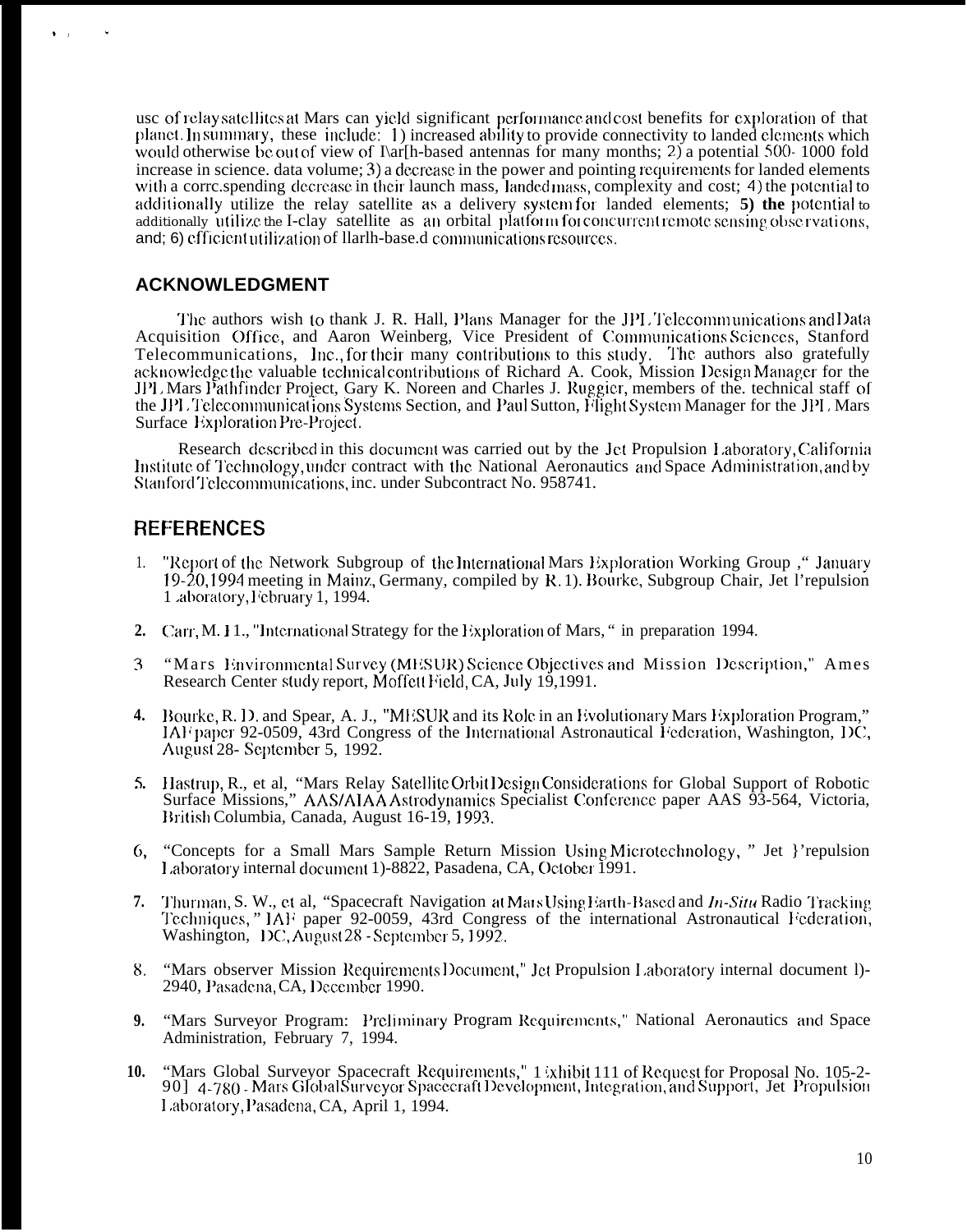use of relay satellites at Mars can yield significant performance and cost benefits for exploration of that planet. In summary, these include: 1) increased ability to provide connectivity to landed elements which would otherwise be out of view of Earth-based antennas for many months; 2) a potential 500- 1000 fold increase in science. data volume; 3) a decrease in the power and pointing requirements for landed elements with a corresponding decrease in their launch mass, landed mass, complexity and cost; 4) the potential to additionally utilize the relay satellite as a delivery system for landed elements; **5) the** potential to additionally utilize the relay satellite as an orbital platform for concurrent remote sensing observations, and; 6) efficient utilization of Earth-based communications resources.

## ACKNOWLEDGMENT

The authors wish to thank J. R. Hall, Plans Manager for the JPL Telecommunications and Data Acquisition Office, and Aaron Weinberg, Vice President of Communications Sciences, Stanford Telecommunications, Inc., for their many contributions to this study. The authors also gratefully acknowledge the valuable technical contributions of Richard A. Cook, Mission Design Manager for the JPL Mars Pathfinder Project, Gary K. Noreen and Charles J. Ruggier, members of the. technical staff of the JPL Telecommunications Systems Section, and Paul Sutton, Flight System Manager for the JPL Mars Surface Exploration Pre-Project.

Research described in this document was carried out by the Jet Propulsion Laboratory, California Institute of Technology, under contract with the National Aeronautics and Space Administration, and by Stanford Telecommunications, inc. under Subcontract No. 958741.

## REFERENCES

1. "Report of the Network Subgroup of the International Mars Exploration Working Group ," January 19-20, 1994 meeting in Mainz, Germany, compiled by R. D. Bourke, Subgroup Chair, Jet Propulsion Laboratory, February 1, 1994.
2. Carr, M. H., "International Strategy for the Exploration of Mars, " in preparation 1994.
3. "Mars Environmental Survey (MESUR) Science Objectives and Mission Description," Ames Research Center study report, Moffett Field, CA, July 19, 1991.
4. Bourke, R. D. and Spear, A. J., "MESUR and its Role in an Evolutionary Mars Exploration Program," IAF paper 92-0509, 43rd Congress of the International Astronautical Federation, Washington, DC, August 28- September 5, 1992.
5. Hastrup, R., et al, "Mars Relay Satellite Orbit Design Considerations for Global Support of Robotic Surface Missions," AAS/AIAA Astrodynamics Specialist Conference paper AAS 93-564, Victoria, British Columbia, Canada, August 16-19, 1993.
6. "Concepts for a Small Mars Sample Return Mission Using Microtechnology, " Jet Propulsion Laboratory internal document D-8822, Pasadena, CA, October 1991.
7. Thurman, S. W., et al, "Spacecraft Navigation at Mars Using Earth-Based and *In-Situ* Radio Tracking Techniques, " IAF paper 92-0059, 43rd Congress of the international Astronautical Federation, Washington, DC, August 28 - September 5, 1992.
8. "Mars observer Mission Requirements Document," Jet Propulsion Laboratory internal document D-2940, Pasadena, CA, December 1990.
9. "Mars Surveyor Program: Preliminary Program Requirements," National Aeronautics and Space Administration, February 7, 1994.
10. "Mars Global Surveyor Spacecraft Requirements," Exhibit 111 of Request for Proposal No. 105-2-901 4-780 - Mars Global Surveyor Spacecraft Development, Integration, and Support, Jet Propulsion Laboratory, Pasadena, CA, April 1, 1994.